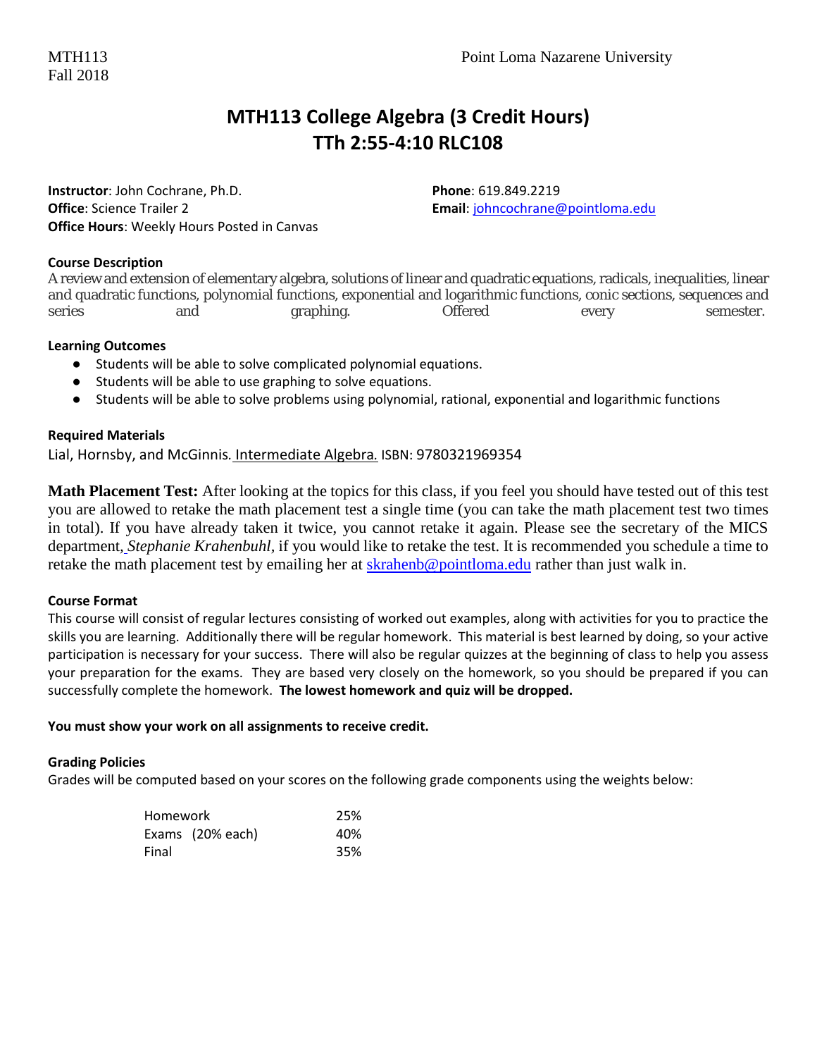MTH113
Fall 2018

Point Loma Nazarene University

# MTH113 College Algebra (3 Credit Hours)
# TTh 2:55-4:10 RLC108

**Instructor**: John Cochrane, Ph.D.
**Office**: Science Trailer 2
**Office Hours**: Weekly Hours Posted in Canvas

**Phone**: 619.849.2219
**Email**: johncochrane@pointloma.edu

**Course Description**

A review and extension of elementary algebra, solutions of linear and quadratic equations, radicals, inequalities, linear and quadratic functions, polynomial functions, exponential and logarithmic functions, conic sections, sequences and series and graphing. Offered every semester.

**Learning Outcomes**

- Students will be able to solve complicated polynomial equations.
- Students will be able to use graphing to solve equations.
- Students will be able to solve problems using polynomial, rational, exponential and logarithmic functions

**Required Materials**

Lial, Hornsby, and McGinnis. Intermediate Algebra. ISBN: 9780321969354

**Math Placement Test:** After looking at the topics for this class, if you feel you should have tested out of this test you are allowed to retake the math placement test a single time (you can take the math placement test two times in total). If you have already taken it twice, you cannot retake it again. Please see the secretary of the MICS department, *Stephanie Krahenbuhl*, if you would like to retake the test. It is recommended you schedule a time to retake the math placement test by emailing her at skrahenb@pointloma.edu rather than just walk in.

**Course Format**

This course will consist of regular lectures consisting of worked out examples, along with activities for you to practice the skills you are learning. Additionally there will be regular homework. This material is best learned by doing, so your active participation is necessary for your success. There will also be regular quizzes at the beginning of class to help you assess your preparation for the exams. They are based very closely on the homework, so you should be prepared if you can successfully complete the homework. **The lowest homework and quiz will be dropped.**

**You must show your work on all assignments to receive credit.**

**Grading Policies**

Grades will be computed based on your scores on the following grade components using the weights below:

| Component | Weight |
|---|---|
| Homework | 25% |
| Exams (20% each) | 40% |
| Final | 35% |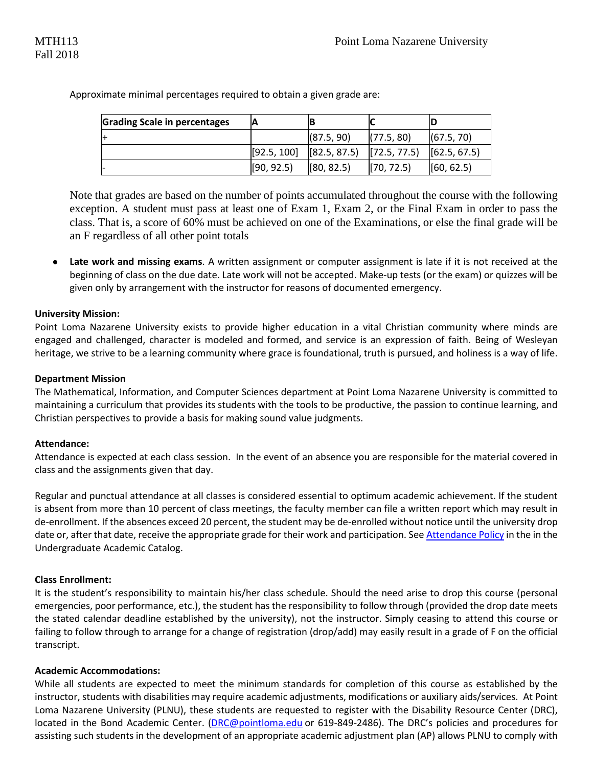Approximate minimal percentages required to obtain a given grade are:

| Grading Scale in percentages | A | B | C | D |
|---|---|---|---|---|
| + | | (87.5, 90) | (77.5, 80) | (67.5, 70) |
| | [92.5, 100] | [82.5, 87.5) | [72.5, 77.5) | [62.5, 67.5) |
| - | [90, 92.5) | [80, 82.5) | [70, 72.5) | [60, 62.5) |

Note that grades are based on the number of points accumulated throughout the course with the following exception. A student must pass at least one of Exam 1, Exam 2, or the Final Exam in order to pass the class. That is, a score of 60% must be achieved on one of the Examinations, or else the final grade will be an F regardless of all other point totals

- **Late work and missing exams**. A written assignment or computer assignment is late if it is not received at the beginning of class on the due date. Late work will not be accepted. Make-up tests (or the exam) or quizzes will be given only by arrangement with the instructor for reasons of documented emergency.

**University Mission:**

Point Loma Nazarene University exists to provide higher education in a vital Christian community where minds are engaged and challenged, character is modeled and formed, and service is an expression of faith. Being of Wesleyan heritage, we strive to be a learning community where grace is foundational, truth is pursued, and holiness is a way of life.

**Department Mission**

The Mathematical, Information, and Computer Sciences department at Point Loma Nazarene University is committed to maintaining a curriculum that provides its students with the tools to be productive, the passion to continue learning, and Christian perspectives to provide a basis for making sound value judgments.

**Attendance:**

Attendance is expected at each class session. In the event of an absence you are responsible for the material covered in class and the assignments given that day.

Regular and punctual attendance at all classes is considered essential to optimum academic achievement. If the student is absent from more than 10 percent of class meetings, the faculty member can file a written report which may result in de-enrollment. If the absences exceed 20 percent, the student may be de-enrolled without notice until the university drop date or, after that date, receive the appropriate grade for their work and participation. See Attendance Policy in the in the Undergraduate Academic Catalog.

**Class Enrollment:**

It is the student's responsibility to maintain his/her class schedule. Should the need arise to drop this course (personal emergencies, poor performance, etc.), the student has the responsibility to follow through (provided the drop date meets the stated calendar deadline established by the university), not the instructor. Simply ceasing to attend this course or failing to follow through to arrange for a change of registration (drop/add) may easily result in a grade of F on the official transcript.

**Academic Accommodations:**

While all students are expected to meet the minimum standards for completion of this course as established by the instructor, students with disabilities may require academic adjustments, modifications or auxiliary aids/services. At Point Loma Nazarene University (PLNU), these students are requested to register with the Disability Resource Center (DRC), located in the Bond Academic Center. (DRC@pointloma.edu or 619-849-2486). The DRC's policies and procedures for assisting such students in the development of an appropriate academic adjustment plan (AP) allows PLNU to comply with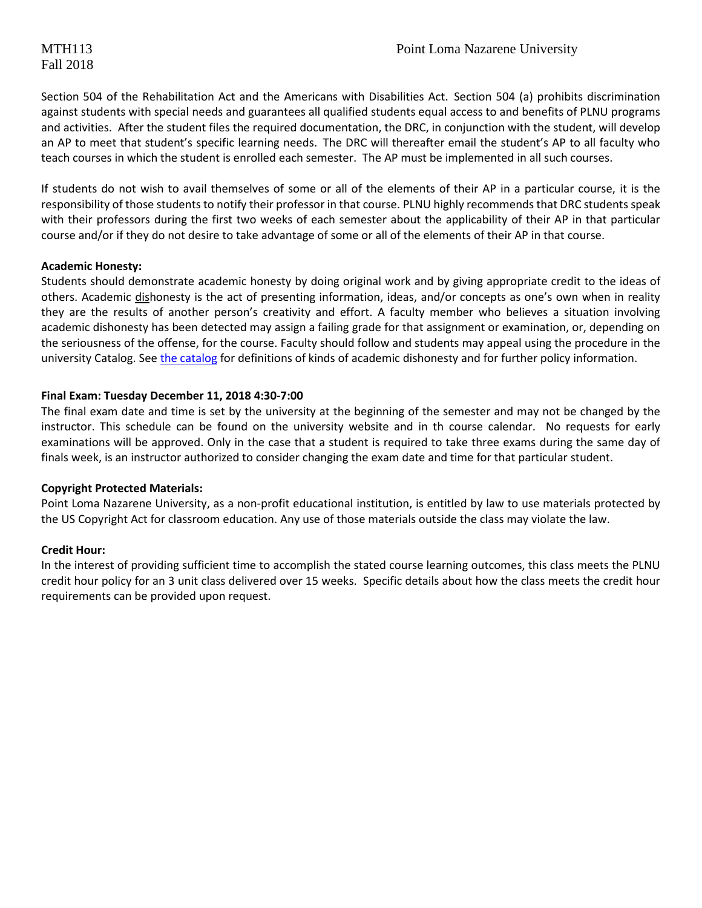Section 504 of the Rehabilitation Act and the Americans with Disabilities Act. Section 504 (a) prohibits discrimination against students with special needs and guarantees all qualified students equal access to and benefits of PLNU programs and activities. After the student files the required documentation, the DRC, in conjunction with the student, will develop an AP to meet that student's specific learning needs. The DRC will thereafter email the student's AP to all faculty who teach courses in which the student is enrolled each semester. The AP must be implemented in all such courses.

If students do not wish to avail themselves of some or all of the elements of their AP in a particular course, it is the responsibility of those students to notify their professor in that course. PLNU highly recommends that DRC students speak with their professors during the first two weeks of each semester about the applicability of their AP in that particular course and/or if they do not desire to take advantage of some or all of the elements of their AP in that course.

**Academic Honesty:**

Students should demonstrate academic honesty by doing original work and by giving appropriate credit to the ideas of others. Academic dishonesty is the act of presenting information, ideas, and/or concepts as one's own when in reality they are the results of another person's creativity and effort. A faculty member who believes a situation involving academic dishonesty has been detected may assign a failing grade for that assignment or examination, or, depending on the seriousness of the offense, for the course. Faculty should follow and students may appeal using the procedure in the university Catalog. See the catalog for definitions of kinds of academic dishonesty and for further policy information.

**Final Exam: Tuesday December 11, 2018 4:30-7:00**

The final exam date and time is set by the university at the beginning of the semester and may not be changed by the instructor. This schedule can be found on the university website and in th course calendar. No requests for early examinations will be approved. Only in the case that a student is required to take three exams during the same day of finals week, is an instructor authorized to consider changing the exam date and time for that particular student.

**Copyright Protected Materials:**

Point Loma Nazarene University, as a non-profit educational institution, is entitled by law to use materials protected by the US Copyright Act for classroom education. Any use of those materials outside the class may violate the law.

**Credit Hour:**

In the interest of providing sufficient time to accomplish the stated course learning outcomes, this class meets the PLNU credit hour policy for an 3 unit class delivered over 15 weeks. Specific details about how the class meets the credit hour requirements can be provided upon request.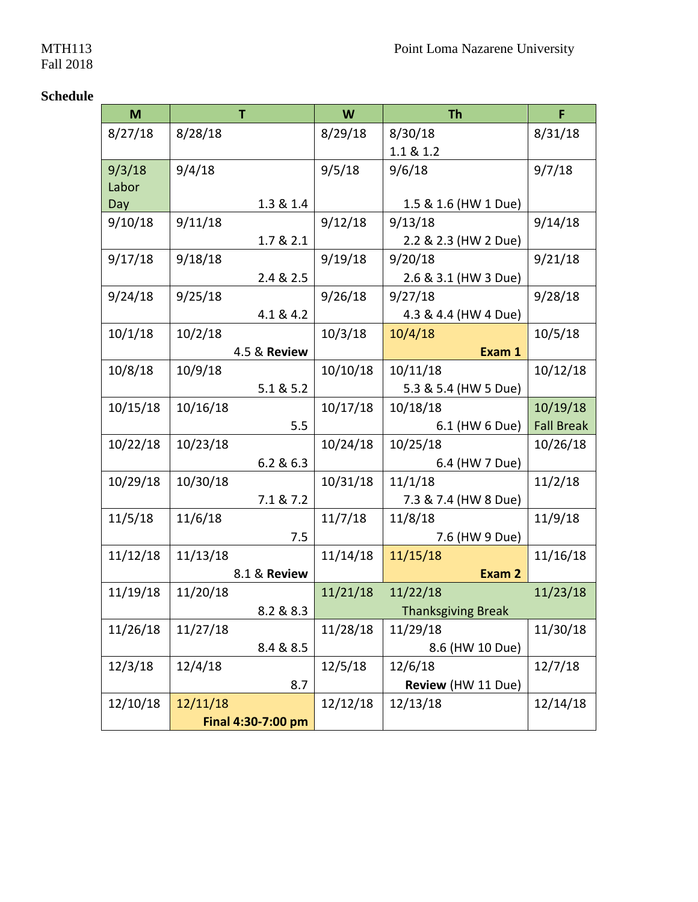MTH113
Fall 2018

Point Loma Nazarene University

**Schedule**

| M | T | W | Th | F |
|---|---|---|---|---|
| 8/27/18 | 8/28/18 | 8/29/18 | 8/30/18 1.1 & 1.2 | 8/31/18 |
| 9/3/18 Labor Day | 9/4/18 1.3 & 1.4 | 9/5/18 | 9/6/18 1.5 & 1.6 (HW 1 Due) | 9/7/18 |
| 9/10/18 | 9/11/18 1.7 & 2.1 | 9/12/18 | 9/13/18 2.2 & 2.3 (HW 2 Due) | 9/14/18 |
| 9/17/18 | 9/18/18 2.4 & 2.5 | 9/19/18 | 9/20/18 2.6 & 3.1 (HW 3 Due) | 9/21/18 |
| 9/24/18 | 9/25/18 4.1 & 4.2 | 9/26/18 | 9/27/18 4.3 & 4.4 (HW 4 Due) | 9/28/18 |
| 10/1/18 | 10/2/18 4.5 & **Review** | 10/3/18 | 10/4/18 **Exam 1** | 10/5/18 |
| 10/8/18 | 10/9/18 5.1 & 5.2 | 10/10/18 | 10/11/18 5.3 & 5.4 (HW 5 Due) | 10/12/18 |
| 10/15/18 | 10/16/18 5.5 | 10/17/18 | 10/18/18 6.1 (HW 6 Due) | 10/19/18 Fall Break |
| 10/22/18 | 10/23/18 6.2 & 6.3 | 10/24/18 | 10/25/18 6.4 (HW 7 Due) | 10/26/18 |
| 10/29/18 | 10/30/18 7.1 & 7.2 | 10/31/18 | 11/1/18 7.3 & 7.4 (HW 8 Due) | 11/2/18 |
| 11/5/18 | 11/6/18 7.5 | 11/7/18 | 11/8/18 7.6 (HW 9 Due) | 11/9/18 |
| 11/12/18 | 11/13/18 8.1 & **Review** | 11/14/18 | 11/15/18 **Exam 2** | 11/16/18 |
| 11/19/18 | 11/20/18 8.2 & 8.3 | 11/21/18 | 11/22/18 Thanksgiving Break | 11/23/18 |
| 11/26/18 | 11/27/18 8.4 & 8.5 | 11/28/18 | 11/29/18 8.6 (HW 10 Due) | 11/30/18 |
| 12/3/18 | 12/4/18 8.7 | 12/5/18 | 12/6/18 **Review** (HW 11 Due) | 12/7/18 |
| 12/10/18 | 12/11/18 **Final 4:30-7:00 pm** | 12/12/18 | 12/13/18 | 12/14/18 |